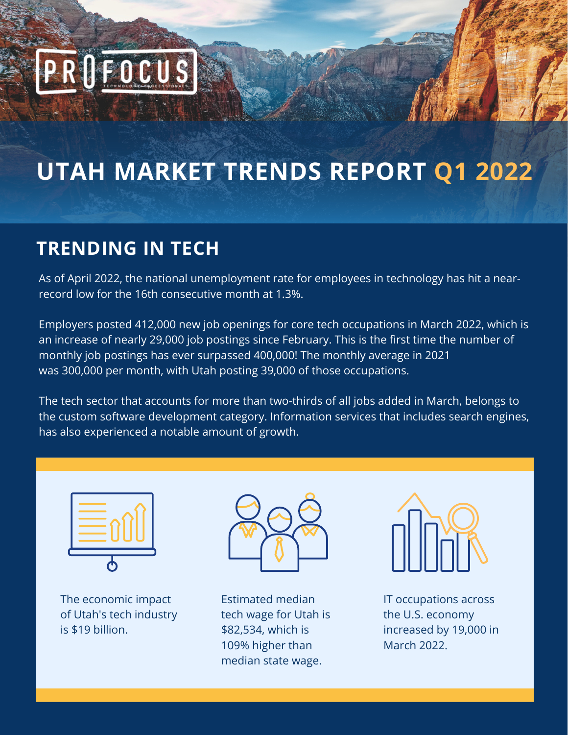# UTAH MARKET TRENDS REPORT Q1 2022

## TRENDING IN TECH

As of April 2022, the national unemployment rate for employees in technology has hit a near-record low for the 16th consecutive month at 1.3%.

Employers posted 412,000 new job openings for core tech occupations in March 2022, which is an increase of nearly 29,000 job postings since February. This is the first time the number of monthly job postings has ever surpassed 400,000! The monthly average in 2021 was 300,000 per month, with Utah posting 39,000 of those occupations.

The tech sector that accounts for more than two-thirds of all jobs added in March, belongs to the custom software development category. Information services that includes search engines, has also experienced a notable amount of growth.

The economic impact of Utah's tech industry is $19 billion.

Estimated median tech wage for Utah is $82,534, which is 109% higher than median state wage.

IT occupations across the U.S. economy increased by 19,000 in March 2022.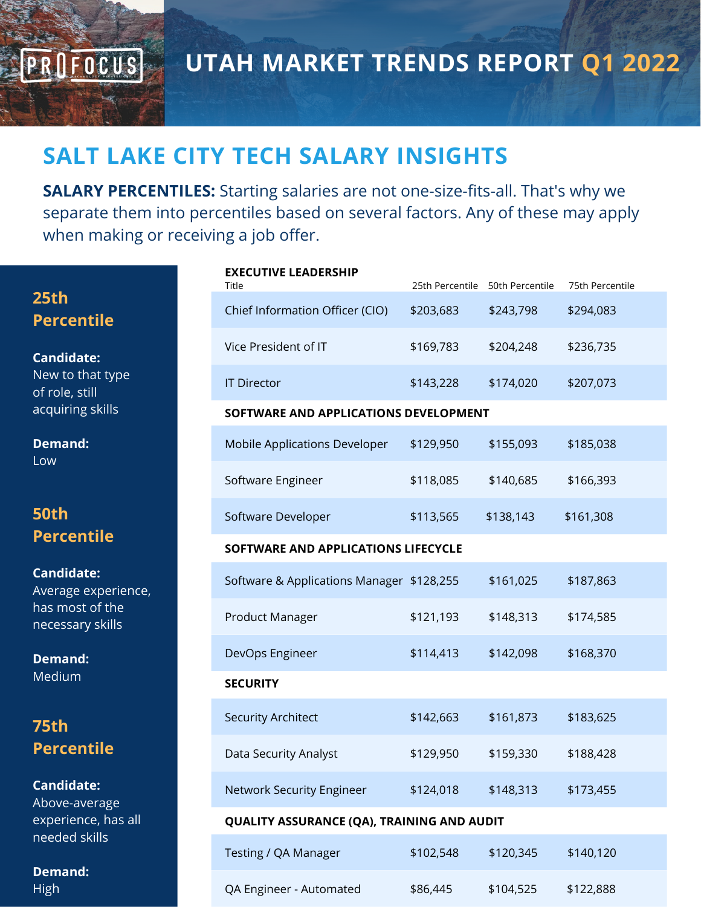# UTAH MARKET TRENDS REPORT Q1 2022

## SALT LAKE CITY TECH SALARY INSIGHTS

**SALARY PERCENTILES:** Starting salaries are not one-size-fits-all. That's why we separate them into percentiles based on several factors. Any of these may apply when making or receiving a job offer.

### 25th Percentile

**Candidate:** New to that type of role, still acquiring skills

**Demand:** Low

### 50th Percentile

**Candidate:** Average experience, has most of the necessary skills

**Demand:** Medium

### 75th Percentile

**Candidate:** Above-average experience, has all needed skills

**Demand:** High

| Title | 25th Percentile | 50th Percentile | 75th Percentile |
|---|---|---|---|
| **EXECUTIVE LEADERSHIP** | | | |
| Chief Information Officer (CIO) | $203,683 | $243,798 | $294,083 |
| Vice President of IT | $169,783 | $204,248 | $236,735 |
| IT Director | $143,228 | $174,020 | $207,073 |
| **SOFTWARE AND APPLICATIONS DEVELOPMENT** | | | |
| Mobile Applications Developer | $129,950 | $155,093 | $185,038 |
| Software Engineer | $118,085 | $140,685 | $166,393 |
| Software Developer | $113,565 | $138,143 | $161,308 |
| **SOFTWARE AND APPLICATIONS LIFECYCLE** | | | |
| Software & Applications Manager | $128,255 | $161,025 | $187,863 |
| Product Manager | $121,193 | $148,313 | $174,585 |
| DevOps Engineer | $114,413 | $142,098 | $168,370 |
| **SECURITY** | | | |
| Security Architect | $142,663 | $161,873 | $183,625 |
| Data Security Analyst | $129,950 | $159,330 | $188,428 |
| Network Security Engineer | $124,018 | $148,313 | $173,455 |
| **QUALITY ASSURANCE (QA), TRAINING AND AUDIT** | | | |
| Testing / QA Manager | $102,548 | $120,345 | $140,120 |
| QA Engineer - Automated | $86,445 | $104,525 | $122,888 |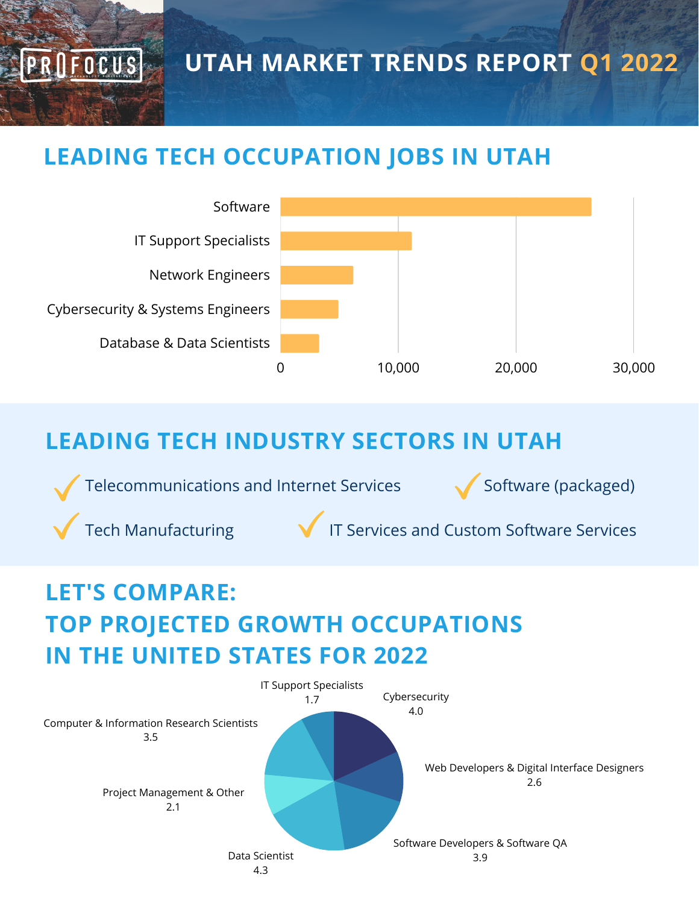# UTAH MARKET TRENDS REPORT Q1 2022

## LEADING TECH OCCUPATION JOBS IN UTAH

- Software
- IT Support Specialists
- Network Engineers
- Cybersecurity & Systems Engineers
- Database & Data Scientists

0 10,000 20,000 30,000

## LEADING TECH INDUSTRY SECTORS IN UTAH

- Telecommunications and Internet Services
- Software (packaged)
- Tech Manufacturing
- IT Services and Custom Software Services

## LET'S COMPARE: TOP PROJECTED GROWTH OCCUPATIONS IN THE UNITED STATES FOR 2022

| Occupation | Value |
|---|---|
| Cybersecurity | 4.0 |
| Web Developers & Digital Interface Designers | 2.6 |
| Software Developers & Software QA | 3.9 |
| Data Scientist | 4.3 |
| Project Management & Other | 2.1 |
| Computer & Information Research Scientists | 3.5 |
| IT Support Specialists | 1.7 |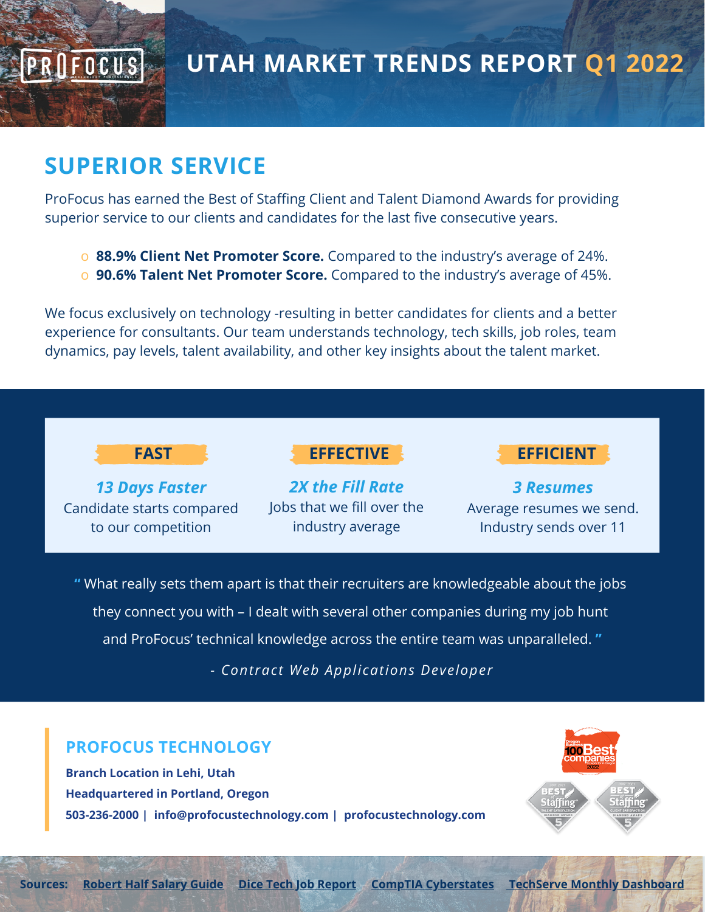# UTAH MARKET TRENDS REPORT Q1 2022

## SUPERIOR SERVICE

ProFocus has earned the Best of Staffing Client and Talent Diamond Awards for providing superior service to our clients and candidates for the last five consecutive years.

- **88.9% Client Net Promoter Score.** Compared to the industry's average of 24%.
- **90.6% Talent Net Promoter Score.** Compared to the industry's average of 45%.

We focus exclusively on technology -resulting in better candidates for clients and a better experience for consultants. Our team understands technology, tech skills, job roles, team dynamics, pay levels, talent availability, and other key insights about the talent market.

### FAST

***13 Days Faster***

Candidate starts compared to our competition

### EFFECTIVE

***2X the Fill Rate***

Jobs that we fill over the industry average

### EFFICIENT

***3 Resumes***

Average resumes we send. Industry sends over 11

" What really sets them apart is that their recruiters are knowledgeable about the jobs they connect you with – I dealt with several other companies during my job hunt and ProFocus' technical knowledge across the entire team was unparalleled. "

*- Contract Web Applications Developer*

## PROFOCUS TECHNOLOGY

**Branch Location in Lehi, Utah**
**Headquartered in Portland, Oregon**
**503-236-2000 | info@profocustechnology.com | profocustechnology.com**

Sources: Robert Half Salary Guide | Dice Tech Job Report | CompTIA Cyberstates | TechServe Monthly Dashboard